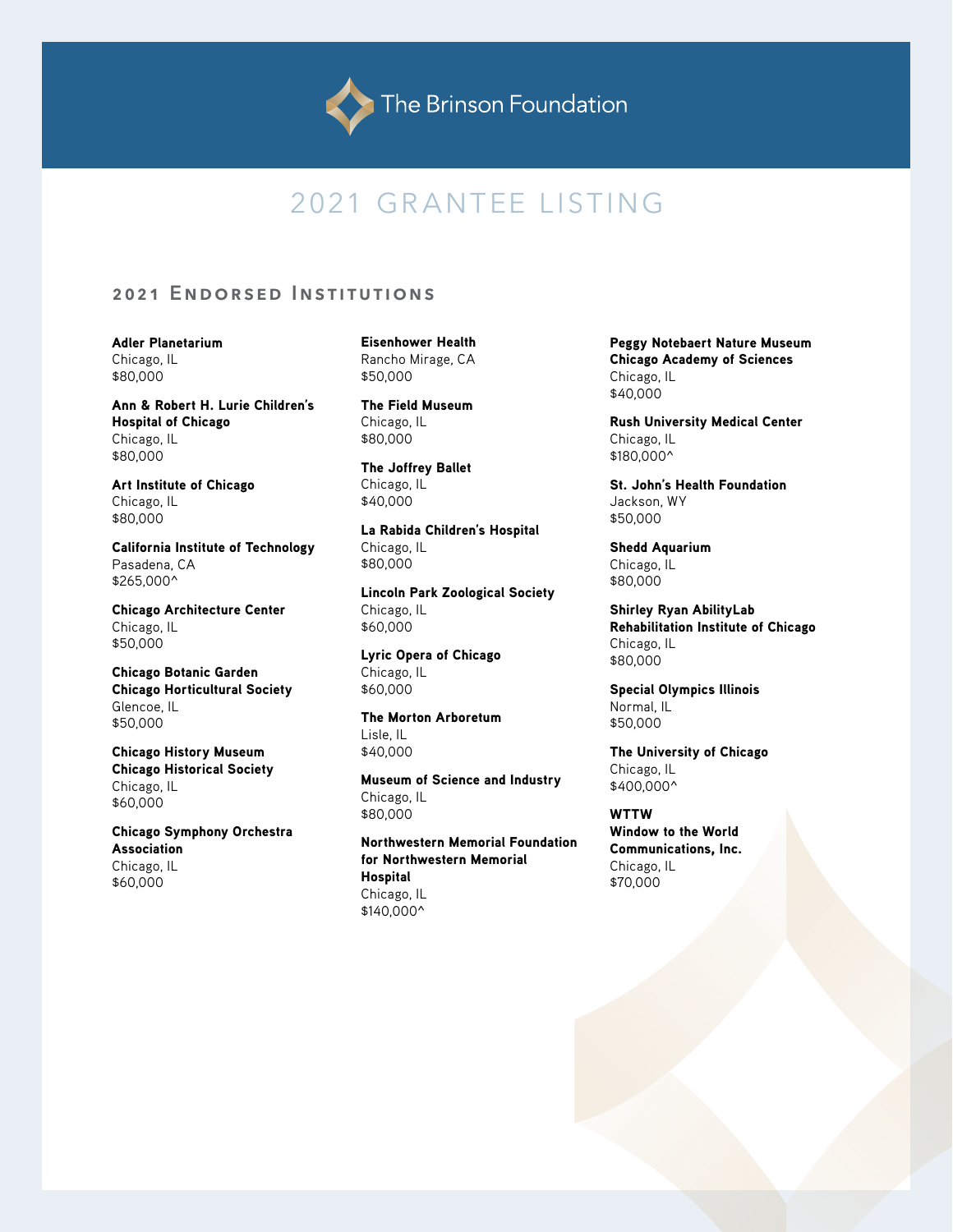The Brinson Foundation

# 2021 GRANTEE LISTING

## 2021 Endorsed Institutions

**Adler Planetarium**
Chicago, IL
$80,000

**Ann & Robert H. Lurie Children's Hospital of Chicago**
Chicago, IL
$80,000

**Art Institute of Chicago**
Chicago, IL
$80,000

**California Institute of Technology**
Pasadena, CA
$265,000^

**Chicago Architecture Center**
Chicago, IL
$50,000

**Chicago Botanic Garden**
**Chicago Horticultural Society**
Glencoe, IL
$50,000

**Chicago History Museum**
**Chicago Historical Society**
Chicago, IL
$60,000

**Chicago Symphony Orchestra Association**
Chicago, IL
$60,000

**Eisenhower Health**
Rancho Mirage, CA
$50,000

**The Field Museum**
Chicago, IL
$80,000

**The Joffrey Ballet**
Chicago, IL
$40,000

**La Rabida Children's Hospital**
Chicago, IL
$80,000

**Lincoln Park Zoological Society**
Chicago, IL
$60,000

**Lyric Opera of Chicago**
Chicago, IL
$60,000

**The Morton Arboretum**
Lisle, IL
$40,000

**Museum of Science and Industry**
Chicago, IL
$80,000

**Northwestern Memorial Foundation for Northwestern Memorial Hospital**
Chicago, IL
$140,000^

**Peggy Notebaert Nature Museum**
**Chicago Academy of Sciences**
Chicago, IL
$40,000

**Rush University Medical Center**
Chicago, IL
$180,000^

**St. John's Health Foundation**
Jackson, WY
$50,000

**Shedd Aquarium**
Chicago, IL
$80,000

**Shirley Ryan AbilityLab**
**Rehabilitation Institute of Chicago**
Chicago, IL
$80,000

**Special Olympics Illinois**
Normal, IL
$50,000

**The University of Chicago**
Chicago, IL
$400,000^

**WTTW**
**Window to the World Communications, Inc.**
Chicago, IL
$70,000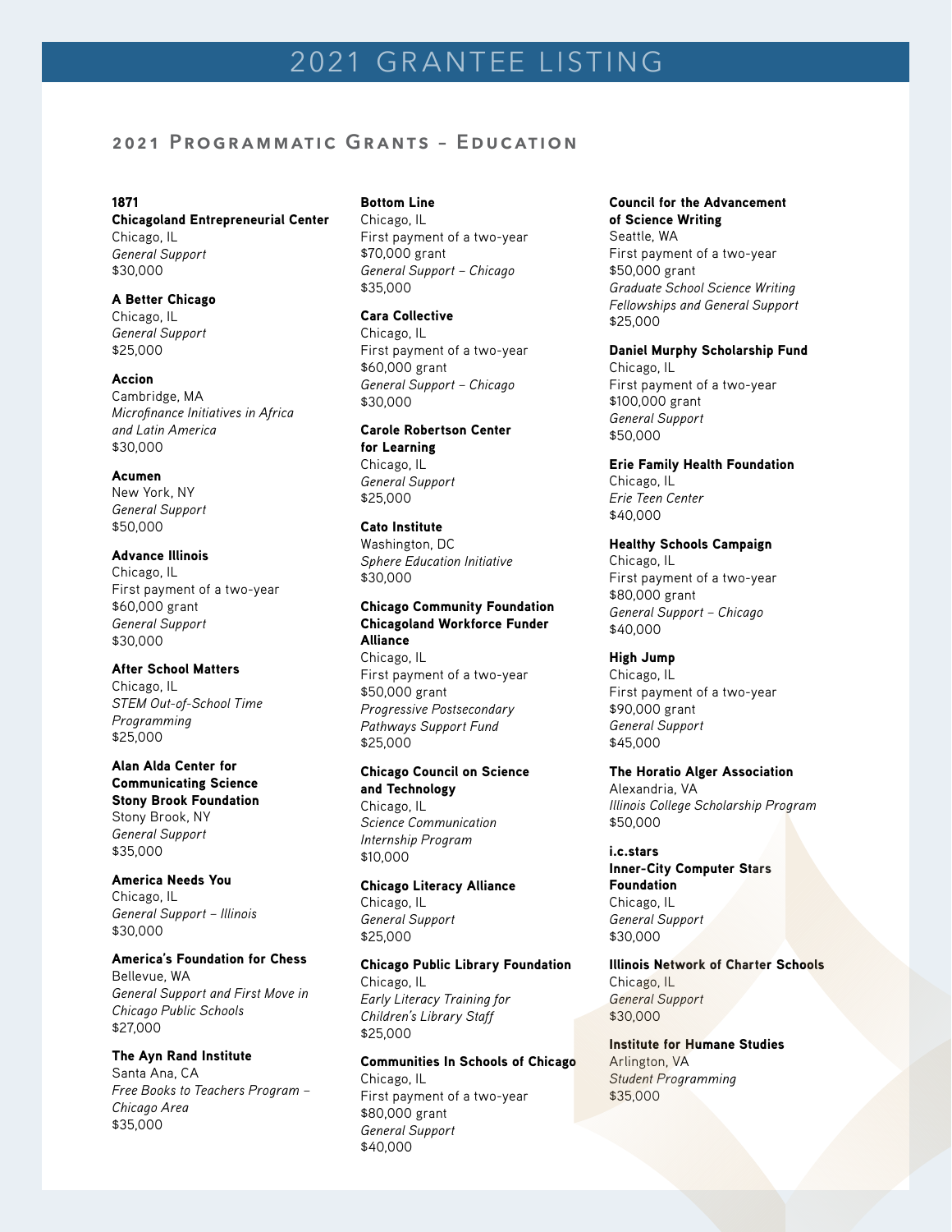# 2021 GRANTEE LISTING

## 2021 Programmatic Grants – Education

**1871**
**Chicagoland Entrepreneurial Center**
Chicago, IL
*General Support*
$30,000

**A Better Chicago**
Chicago, IL
*General Support*
$25,000

**Accion**
Cambridge, MA
*Microfinance Initiatives in Africa and Latin America*
$30,000

**Acumen**
New York, NY
*General Support*
$50,000

**Advance Illinois**
Chicago, IL
First payment of a two-year $60,000 grant
*General Support*
$30,000

**After School Matters**
Chicago, IL
*STEM Out-of-School Time Programming*
$25,000

**Alan Alda Center for Communicating Science Stony Brook Foundation**
Stony Brook, NY
*General Support*
$35,000

**America Needs You**
Chicago, IL
*General Support – Illinois*
$30,000

**America's Foundation for Chess**
Bellevue, WA
*General Support and First Move in Chicago Public Schools*
$27,000

**The Ayn Rand Institute**
Santa Ana, CA
*Free Books to Teachers Program – Chicago Area*
$35,000

**Bottom Line**
Chicago, IL
First payment of a two-year $70,000 grant
*General Support – Chicago*
$35,000

**Cara Collective**
Chicago, IL
First payment of a two-year $60,000 grant
*General Support – Chicago*
$30,000

**Carole Robertson Center for Learning**
Chicago, IL
*General Support*
$25,000

**Cato Institute**
Washington, DC
*Sphere Education Initiative*
$30,000

**Chicago Community Foundation Chicagoland Workforce Funder Alliance**
Chicago, IL
First payment of a two-year $50,000 grant
*Progressive Postsecondary Pathways Support Fund*
$25,000

**Chicago Council on Science and Technology**
Chicago, IL
*Science Communication Internship Program*
$10,000

**Chicago Literacy Alliance**
Chicago, IL
*General Support*
$25,000

**Chicago Public Library Foundation**
Chicago, IL
*Early Literacy Training for Children's Library Staff*
$25,000

**Communities In Schools of Chicago**
Chicago, IL
First payment of a two-year $80,000 grant
*General Support*
$40,000

**Council for the Advancement of Science Writing**
Seattle, WA
First payment of a two-year $50,000 grant
*Graduate School Science Writing Fellowships and General Support*
$25,000

**Daniel Murphy Scholarship Fund**
Chicago, IL
First payment of a two-year $100,000 grant
*General Support*
$50,000

**Erie Family Health Foundation**
Chicago, IL
*Erie Teen Center*
$40,000

**Healthy Schools Campaign**
Chicago, IL
First payment of a two-year $80,000 grant
*General Support – Chicago*
$40,000

**High Jump**
Chicago, IL
First payment of a two-year $90,000 grant
*General Support*
$45,000

**The Horatio Alger Association**
Alexandria, VA
*Illinois College Scholarship Program*
$50,000

**i.c.stars**
**Inner-City Computer Stars Foundation**
Chicago, IL
*General Support*
$30,000

**Illinois Network of Charter Schools**
Chicago, IL
*General Support*
$30,000

**Institute for Humane Studies**
Arlington, VA
*Student Programming*
$35,000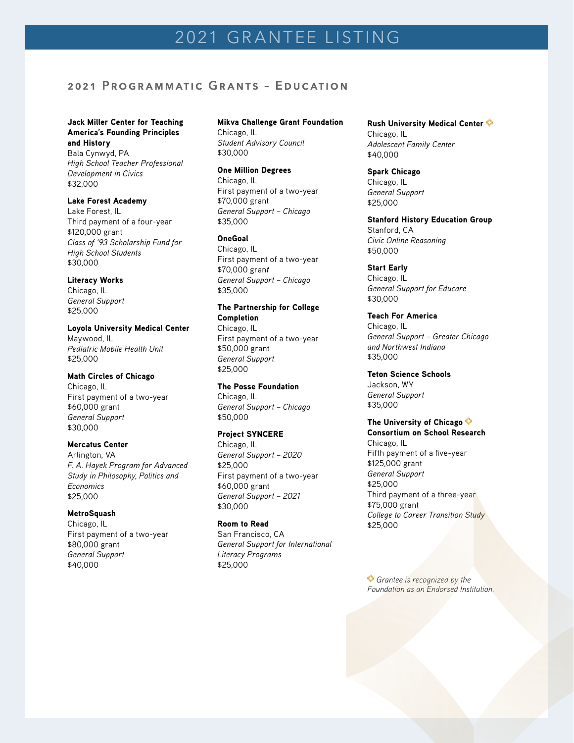# 2021 GRANTEE LISTING

## 2021 Programmatic Grants – Education

**Jack Miller Center for Teaching America's Founding Principles and History**
Bala Cynwyd, PA
*High School Teacher Professional Development in Civics*
$32,000

**Lake Forest Academy**
Lake Forest, IL
Third payment of a four-year $120,000 grant
*Class of '93 Scholarship Fund for High School Students*
$30,000

**Literacy Works**
Chicago, IL
*General Support*
$25,000

**Loyola University Medical Center**
Maywood, IL
*Pediatric Mobile Health Unit*
$25,000

**Math Circles of Chicago**
Chicago, IL
First payment of a two-year $60,000 grant
*General Support*
$30,000

**Mercatus Center**
Arlington, VA
*F. A. Hayek Program for Advanced Study in Philosophy, Politics and Economics*
$25,000

**MetroSquash**
Chicago, IL
First payment of a two-year $80,000 grant
*General Support*
$40,000

**Mikva Challenge Grant Foundation**
Chicago, IL
*Student Advisory Council*
$30,000

**One Million Degrees**
Chicago, IL
First payment of a two-year $70,000 grant
*General Support – Chicago*
$35,000

**OneGoal**
Chicago, IL
First payment of a two-year $70,000 grant
*General Support – Chicago*
$35,000

**The Partnership for College Completion**
Chicago, IL
First payment of a two-year $50,000 grant
*General Support*
$25,000

**The Posse Foundation**
Chicago, IL
*General Support – Chicago*
$50,000

**Project SYNCERE**
Chicago, IL
*General Support – 2020*
$25,000
First payment of a two-year $60,000 grant
*General Support – 2021*
$30,000

**Room to Read**
San Francisco, CA
*General Support for International Literacy Programs*
$25,000

**Rush University Medical Center** ◆
Chicago, IL
*Adolescent Family Center*
$40,000

**Spark Chicago**
Chicago, IL
*General Support*
$25,000

**Stanford History Education Group**
Stanford, CA
*Civic Online Reasoning*
$50,000

**Start Early**
Chicago, IL
*General Support for Educare*
$30,000

**Teach For America**
Chicago, IL
*General Support – Greater Chicago and Northwest Indiana*
$35,000

**Teton Science Schools**
Jackson, WY
*General Support*
$35,000

**The University of Chicago ◆ Consortium on School Research**
Chicago, IL
Fifth payment of a five-year $125,000 grant
*General Support*
$25,000
Third payment of a three-year $75,000 grant
*College to Career Transition Study*
$25,000

◆ *Grantee is recognized by the Foundation as an Endorsed Institution.*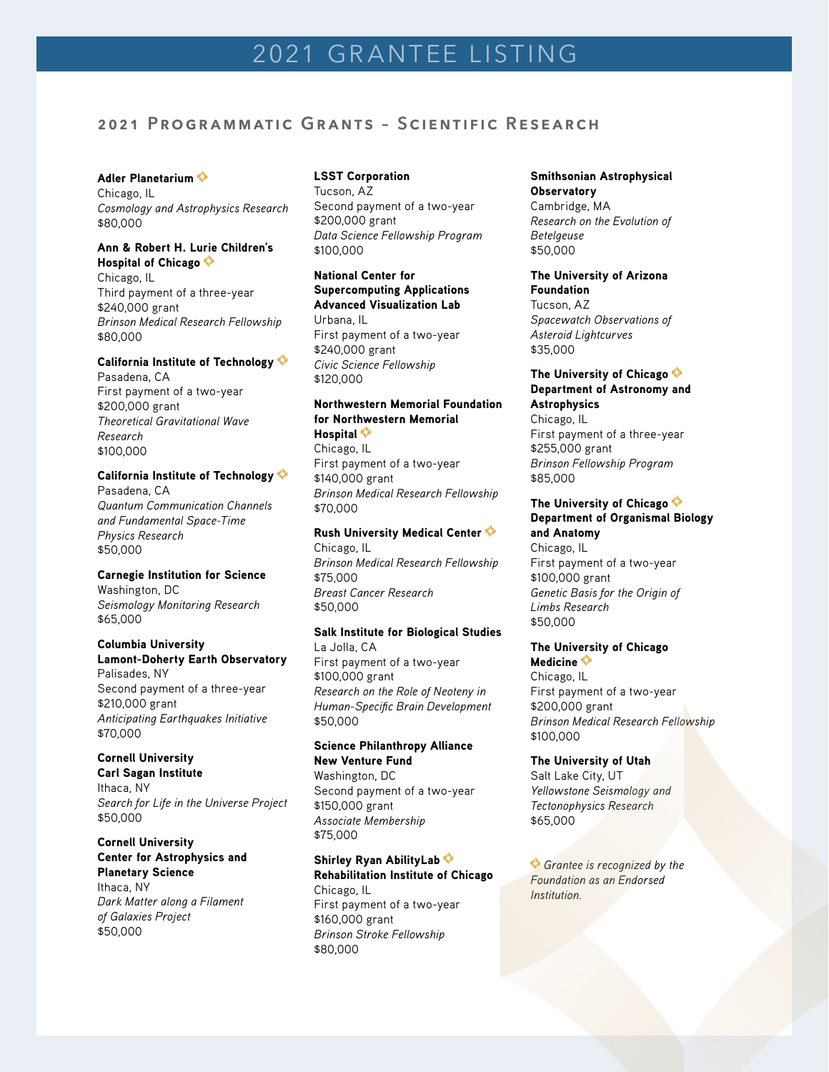# 2021 GRANTEE LISTING

## 2021 Programmatic Grants – Scientific Research

**Adler Planetarium** ◆
Chicago, IL
*Cosmology and Astrophysics Research*
$80,000

**Ann & Robert H. Lurie Children's Hospital of Chicago** ◆
Chicago, IL
Third payment of a three-year $240,000 grant
*Brinson Medical Research Fellowship*
$80,000

**California Institute of Technology** ◆
Pasadena, CA
First payment of a two-year $200,000 grant
*Theoretical Gravitational Wave Research*
$100,000

**California Institute of Technology** ◆
Pasadena, CA
*Quantum Communication Channels and Fundamental Space-Time Physics Research*
$50,000

**Carnegie Institution for Science**
Washington, DC
*Seismology Monitoring Research*
$65,000

**Columbia University Lamont-Doherty Earth Observatory**
Palisades, NY
Second payment of a three-year $210,000 grant
*Anticipating Earthquakes Initiative*
$70,000

**Cornell University Carl Sagan Institute**
Ithaca, NY
*Search for Life in the Universe Project*
$50,000

**Cornell University Center for Astrophysics and Planetary Science**
Ithaca, NY
*Dark Matter along a Filament of Galaxies Project*
$50,000

**LSST Corporation**
Tucson, AZ
Second payment of a two-year $200,000 grant
*Data Science Fellowship Program*
$100,000

**National Center for Supercomputing Applications Advanced Visualization Lab**
Urbana, IL
First payment of a two-year $240,000 grant
*Civic Science Fellowship*
$120,000

**Northwestern Memorial Foundation for Northwestern Memorial Hospital** ◆
Chicago, IL
First payment of a two-year $140,000 grant
*Brinson Medical Research Fellowship*
$70,000

**Rush University Medical Center** ◆
Chicago, IL
*Brinson Medical Research Fellowship*
$75,000
*Breast Cancer Research*
$50,000

**Salk Institute for Biological Studies**
La Jolla, CA
First payment of a two-year $100,000 grant
*Research on the Role of Neoteny in Human-Specific Brain Development*
$50,000

**Science Philanthropy Alliance New Venture Fund**
Washington, DC
Second payment of a two-year $150,000 grant
*Associate Membership*
$75,000

**Shirley Ryan AbilityLab** ◆ **Rehabilitation Institute of Chicago**
Chicago, IL
First payment of a two-year $160,000 grant
*Brinson Stroke Fellowship*
$80,000

**Smithsonian Astrophysical Observatory**
Cambridge, MA
*Research on the Evolution of Betelgeuse*
$50,000

**The University of Arizona Foundation**
Tucson, AZ
*Spacewatch Observations of Asteroid Lightcurves*
$35,000

**The University of Chicago** ◆ **Department of Astronomy and Astrophysics**
Chicago, IL
First payment of a three-year $255,000 grant
*Brinson Fellowship Program*
$85,000

**The University of Chicago** ◆ **Department of Organismal Biology and Anatomy**
Chicago, IL
First payment of a two-year $100,000 grant
*Genetic Basis for the Origin of Limbs Research*
$50,000

**The University of Chicago Medicine** ◆
Chicago, IL
First payment of a two-year $200,000 grant
*Brinson Medical Research Fellowship*
$100,000

**The University of Utah**
Salt Lake City, UT
*Yellowstone Seismology and Tectonophysics Research*
$65,000

◆ *Grantee is recognized by the Foundation as an Endorsed Institution.*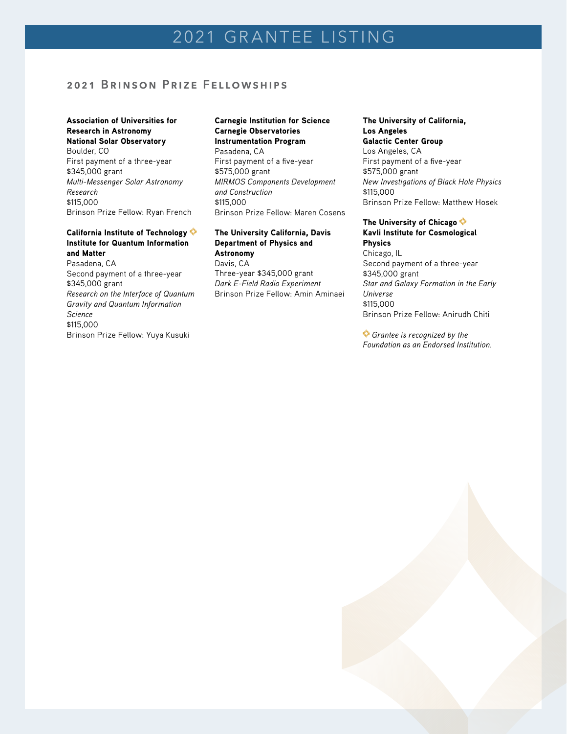# 2021 GRANTEE LISTING

## 2021 Brinson Prize Fellowships

**Association of Universities for Research in Astronomy**
**National Solar Observatory**
Boulder, CO
First payment of a three-year $345,000 grant
*Multi-Messenger Solar Astronomy Research*
$115,000
Brinson Prize Fellow: Ryan French

**California Institute of Technology** ◆
**Institute for Quantum Information and Matter**
Pasadena, CA
Second payment of a three-year $345,000 grant
*Research on the Interface of Quantum Gravity and Quantum Information Science*
$115,000
Brinson Prize Fellow: Yuya Kusuki

**Carnegie Institution for Science**
**Carnegie Observatories**
**Instrumentation Program**
Pasadena, CA
First payment of a five-year $575,000 grant
*MIRMOS Components Development and Construction*
$115,000
Brinson Prize Fellow: Maren Cosens

**The University California, Davis**
**Department of Physics and Astronomy**
Davis, CA
Three-year $345,000 grant
*Dark E-Field Radio Experiment*
Brinson Prize Fellow: Amin Aminaei

**The University of California, Los Angeles**
**Galactic Center Group**
Los Angeles, CA
First payment of a five-year $575,000 grant
*New Investigations of Black Hole Physics*
$115,000
Brinson Prize Fellow: Matthew Hosek

**The University of Chicago** ◆
**Kavli Institute for Cosmological Physics**
Chicago, IL
Second payment of a three-year $345,000 grant
*Star and Galaxy Formation in the Early Universe*
$115,000
Brinson Prize Fellow: Anirudh Chiti

◆ *Grantee is recognized by the Foundation as an Endorsed Institution.*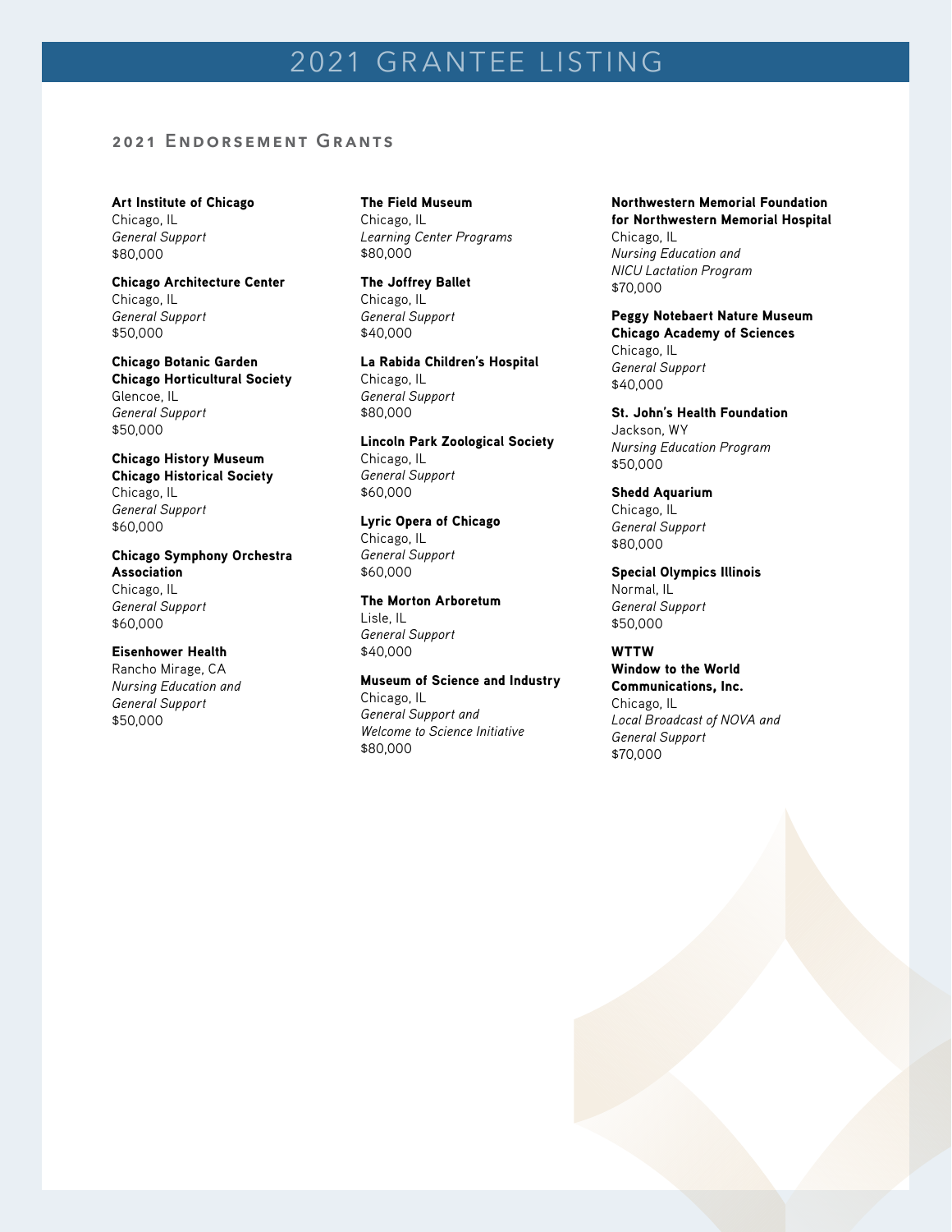# 2021 GRANTEE LISTING

## 2021 Endorsement Grants

**Art Institute of Chicago**
Chicago, IL
*General Support*
$80,000

**Chicago Architecture Center**
Chicago, IL
*General Support*
$50,000

**Chicago Botanic Garden**
**Chicago Horticultural Society**
Glencoe, IL
*General Support*
$50,000

**Chicago History Museum**
**Chicago Historical Society**
Chicago, IL
*General Support*
$60,000

**Chicago Symphony Orchestra Association**
Chicago, IL
*General Support*
$60,000

**Eisenhower Health**
Rancho Mirage, CA
*Nursing Education and General Support*
$50,000

**The Field Museum**
Chicago, IL
*Learning Center Programs*
$80,000

**The Joffrey Ballet**
Chicago, IL
*General Support*
$40,000

**La Rabida Children's Hospital**
Chicago, IL
*General Support*
$80,000

**Lincoln Park Zoological Society**
Chicago, IL
*General Support*
$60,000

**Lyric Opera of Chicago**
Chicago, IL
*General Support*
$60,000

**The Morton Arboretum**
Lisle, IL
*General Support*
$40,000

**Museum of Science and Industry**
Chicago, IL
*General Support and Welcome to Science Initiative*
$80,000

**Northwestern Memorial Foundation for Northwestern Memorial Hospital**
Chicago, IL
*Nursing Education and NICU Lactation Program*
$70,000

**Peggy Notebaert Nature Museum**
**Chicago Academy of Sciences**
Chicago, IL
*General Support*
$40,000

**St. John's Health Foundation**
Jackson, WY
*Nursing Education Program*
$50,000

**Shedd Aquarium**
Chicago, IL
*General Support*
$80,000

**Special Olympics Illinois**
Normal, IL
*General Support*
$50,000

**WTTW**
**Window to the World Communications, Inc.**
Chicago, IL
*Local Broadcast of NOVA and General Support*
$70,000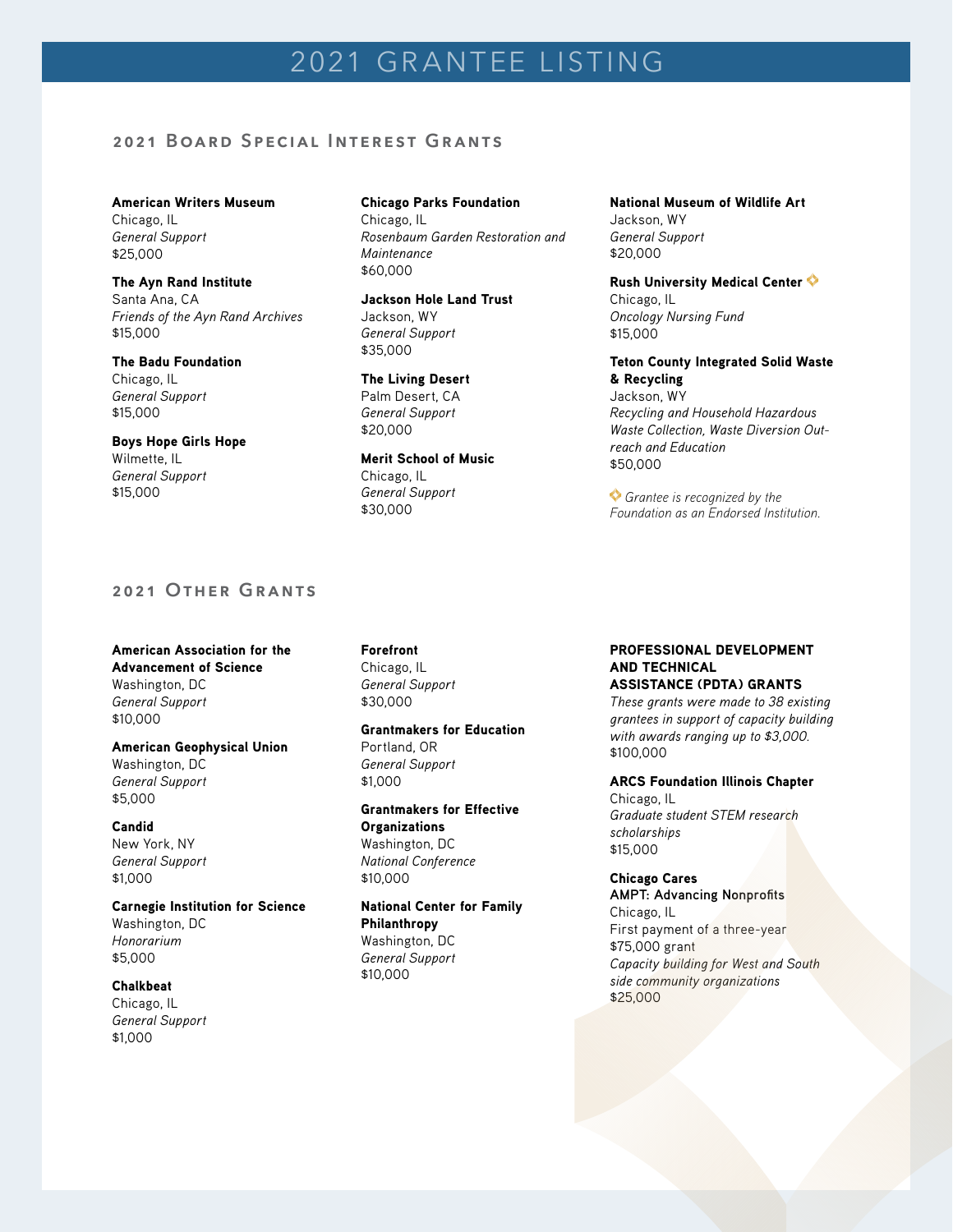# 2021 GRANTEE LISTING

## 2021 Board Special Interest Grants

**American Writers Museum**
Chicago, IL
*General Support*
$25,000

**The Ayn Rand Institute**
Santa Ana, CA
*Friends of the Ayn Rand Archives*
$15,000

**The Badu Foundation**
Chicago, IL
*General Support*
$15,000

**Boys Hope Girls Hope**
Wilmette, IL
*General Support*
$15,000

**Chicago Parks Foundation**
Chicago, IL
*Rosenbaum Garden Restoration and Maintenance*
$60,000

**Jackson Hole Land Trust**
Jackson, WY
*General Support*
$35,000

**The Living Desert**
Palm Desert, CA
*General Support*
$20,000

**Merit School of Music**
Chicago, IL
*General Support*
$30,000

**National Museum of Wildlife Art**
Jackson, WY
*General Support*
$20,000

**Rush University Medical Center** ◆
Chicago, IL
*Oncology Nursing Fund*
$15,000

**Teton County Integrated Solid Waste & Recycling**
Jackson, WY
*Recycling and Household Hazardous Waste Collection, Waste Diversion Outreach and Education*
$50,000

◆ *Grantee is recognized by the Foundation as an Endorsed Institution.*

## 2021 Other Grants

**American Association for the Advancement of Science**
Washington, DC
*General Support*
$10,000

**American Geophysical Union**
Washington, DC
*General Support*
$5,000

**Candid**
New York, NY
*General Support*
$1,000

**Carnegie Institution for Science**
Washington, DC
*Honorarium*
$5,000

**Chalkbeat**
Chicago, IL
*General Support*
$1,000

**Forefront**
Chicago, IL
*General Support*
$30,000

**Grantmakers for Education**
Portland, OR
*General Support*
$1,000

**Grantmakers for Effective Organizations**
Washington, DC
*National Conference*
$10,000

**National Center for Family Philanthropy**
Washington, DC
*General Support*
$10,000

**PROFESSIONAL DEVELOPMENT AND TECHNICAL ASSISTANCE (PDTA) GRANTS**
*These grants were made to 38 existing grantees in support of capacity building with awards ranging up to $3,000.*
$100,000

**ARCS Foundation Illinois Chapter**
Chicago, IL
*Graduate student STEM research scholarships*
$15,000

**Chicago Cares**
**AMPT: Advancing Nonprofits**
Chicago, IL
First payment of a three-year $75,000 grant
*Capacity building for West and South side community organizations*
$25,000